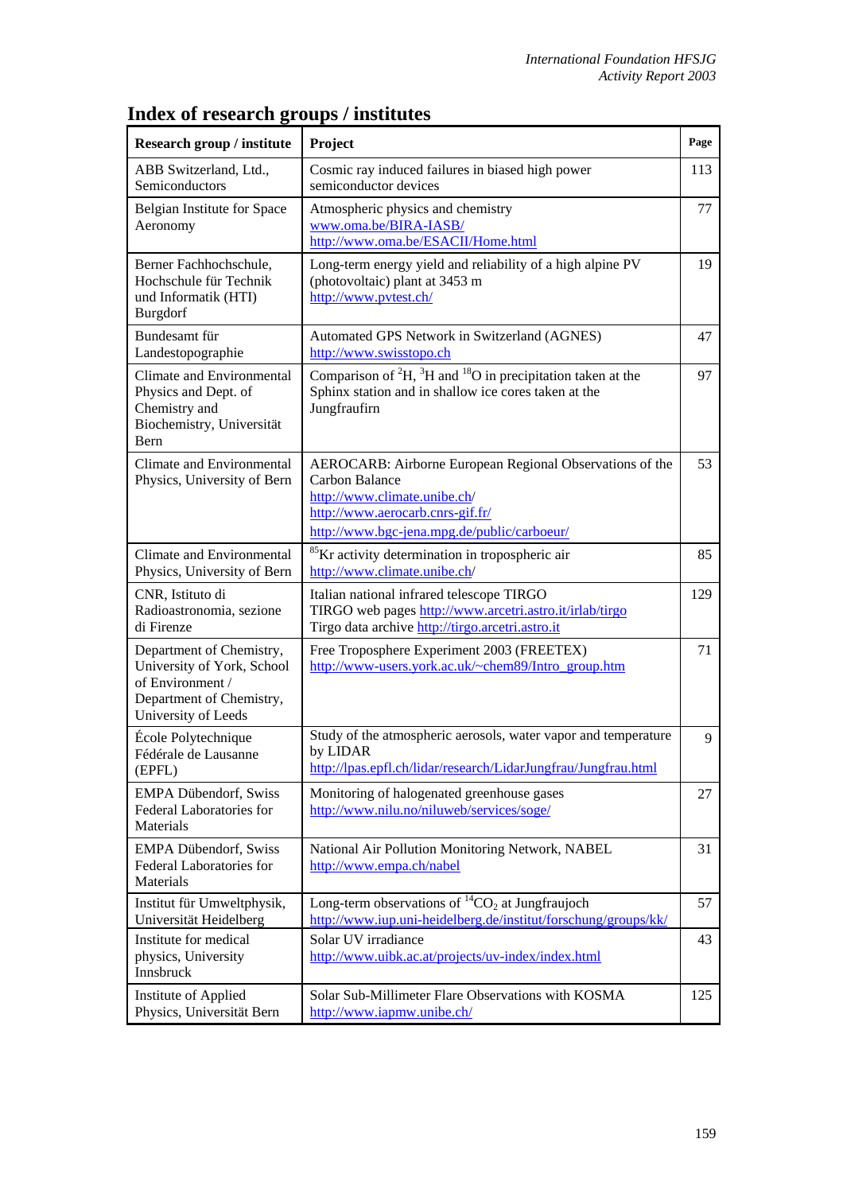# Index of research groups / institutes

| Research group / institute | Project | Page |
|---|---|---|
| ABB Switzerland, Ltd., Semiconductors | Cosmic ray induced failures in biased high power semiconductor devices | 113 |
| Belgian Institute for Space Aeronomy | Atmospheric physics and chemistry www.oma.be/BIRA-IASB/ http://www.oma.be/ESACII/Home.html | 77 |
| Berner Fachhochschule, Hochschule für Technik und Informatik (HTI) Burgdorf | Long-term energy yield and reliability of a high alpine PV (photovoltaic) plant at 3453 m http://www.pvtest.ch/ | 19 |
| Bundesamt für Landestopographie | Automated GPS Network in Switzerland (AGNES) http://www.swisstopo.ch | 47 |
| Climate and Environmental Physics and Dept. of Chemistry and Biochemistry, Universität Bern | Comparison of $^{2}H$, $^{3}H$ and $^{18}O$ in precipitation taken at the Sphinx station and in shallow ice cores taken at the Jungfraufirn | 97 |
| Climate and Environmental Physics, University of Bern | AEROCARB: Airborne European Regional Observations of the Carbon Balance http://www.climate.unibe.ch/ http://www.aerocarb.cnrs-gif.fr/ http://www.bgc-jena.mpg.de/public/carboeur/ | 53 |
| Climate and Environmental Physics, University of Bern | $^{85}Kr$ activity determination in tropospheric air http://www.climate.unibe.ch/ | 85 |
| CNR, Istituto di Radioastronomia, sezione di Firenze | Italian national infrared telescope TIRGO TIRGO web pages http://www.arcetri.astro.it/irlab/tirgo Tirgo data archive http://tirgo.arcetri.astro.it | 129 |
| Department of Chemistry, University of York, School of Environment / Department of Chemistry, University of Leeds | Free Troposphere Experiment 2003 (FREETEX) http://www-users.york.ac.uk/~chem89/Intro_group.htm | 71 |
| École Polytechnique Fédérale de Lausanne (EPFL) | Study of the atmospheric aerosols, water vapor and temperature by LIDAR http://lpas.epfl.ch/lidar/research/LidarJungfrau/Jungfrau.html | 9 |
| EMPA Dübendorf, Swiss Federal Laboratories for Materials | Monitoring of halogenated greenhouse gases http://www.nilu.no/niluweb/services/soge/ | 27 |
| EMPA Dübendorf, Swiss Federal Laboratories for Materials | National Air Pollution Monitoring Network, NABEL http://www.empa.ch/nabel | 31 |
| Institut für Umweltphysik, Universität Heidelberg | Long-term observations of $^{14}CO_2$ at Jungfraujoch http://www.iup.uni-heidelberg.de/institut/forschung/groups/kk/ | 57 |
| Institute for medical physics, University Innsbruck | Solar UV irradiance http://www.uibk.ac.at/projects/uv-index/index.html | 43 |
| Institute of Applied Physics, Universität Bern | Solar Sub-Millimeter Flare Observations with KOSMA http://www.iapmw.unibe.ch/ | 125 |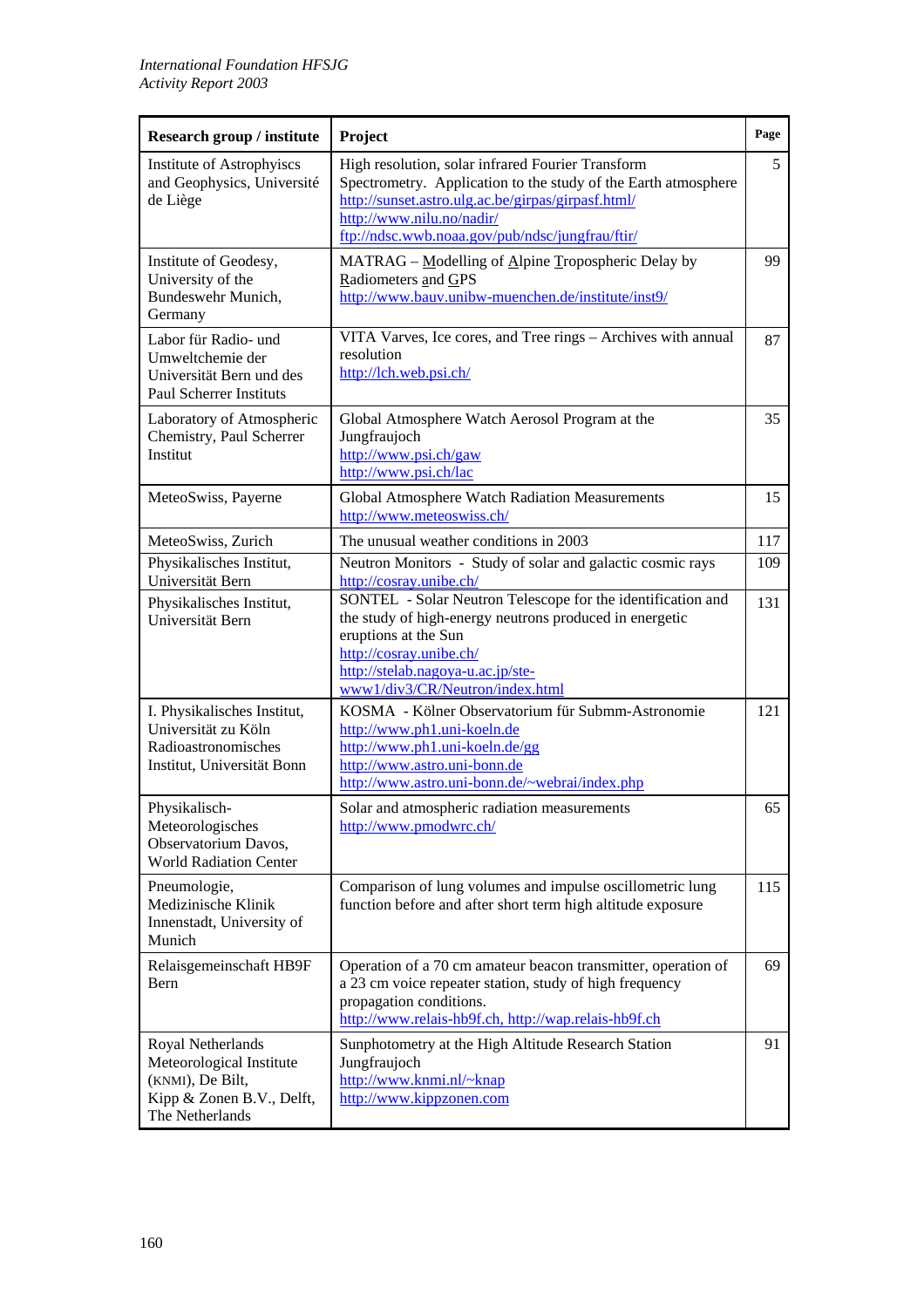| Research group / institute | Project | Page |
|---|---|---|
| Institute of Astrophysiscs and Geophysics, Université de Liège | High resolution, solar infrared Fourier Transform Spectrometry. Application to the study of the Earth atmosphere<br>http://sunset.astro.ulg.ac.be/girpas/girpasf.html/<br>http://www.nilu.no/nadir/<br>ftp://ndsc.wwb.noaa.gov/pub/ndsc/jungfrau/ftir/ | 5 |
| Institute of Geodesy, University of the Bundeswehr Munich, Germany | MATRAG – Modelling of Alpine Tropospheric Delay by Radiometers and GPS<br>http://www.bauv.unibw-muenchen.de/institute/inst9/ | 99 |
| Labor für Radio- und Umweltchemie der Universität Bern und des Paul Scherrer Instituts | VITA Varves, Ice cores, and Tree rings – Archives with annual resolution<br>http://lch.web.psi.ch/ | 87 |
| Laboratory of Atmospheric Chemistry, Paul Scherrer Institut | Global Atmosphere Watch Aerosol Program at the Jungfraujoch<br>http://www.psi.ch/gaw<br>http://www.psi.ch/lac | 35 |
| MeteoSwiss, Payerne | Global Atmosphere Watch Radiation Measurements<br>http://www.meteoswiss.ch/ | 15 |
| MeteoSwiss, Zurich | The unusual weather conditions in 2003 | 117 |
| Physikalisches Institut, Universität Bern | Neutron Monitors - Study of solar and galactic cosmic rays<br>http://cosray.unibe.ch/ | 109 |
| Physikalisches Institut, Universität Bern | SONTEL - Solar Neutron Telescope for the identification and the study of high-energy neutrons produced in energetic eruptions at the Sun<br>http://cosray.unibe.ch/<br>http://stelab.nagoya-u.ac.jp/ste-www1/div3/CR/Neutron/index.html | 131 |
| I. Physikalisches Institut, Universität zu Köln<br>Radioastronomisches Institut, Universität Bonn | KOSMA - Kölner Observatorium für Submm-Astronomie<br>http://www.ph1.uni-koeln.de<br>http://www.ph1.uni-koeln.de/gg<br>http://www.astro.uni-bonn.de<br>http://www.astro.uni-bonn.de/~webrai/index.php | 121 |
| Physikalisch-Meteorologisches Observatorium Davos, World Radiation Center | Solar and atmospheric radiation measurements<br>http://www.pmodwrc.ch/ | 65 |
| Pneumologie, Medizinische Klinik Innenstadt, University of Munich | Comparison of lung volumes and impulse oscillometric lung function before and after short term high altitude exposure | 115 |
| Relaisgemeinschaft HB9F Bern | Operation of a 70 cm amateur beacon transmitter, operation of a 23 cm voice repeater station, study of high frequency propagation conditions.<br>http://www.relais-hb9f.ch, http://wap.relais-hb9f.ch | 69 |
| Royal Netherlands Meteorological Institute (KNMI), De Bilt,<br>Kipp & Zonen B.V., Delft, The Netherlands | Sunphotometry at the High Altitude Research Station Jungfraujoch<br>http://www.knmi.nl/~knap<br>http://www.kippzonen.com | 91 |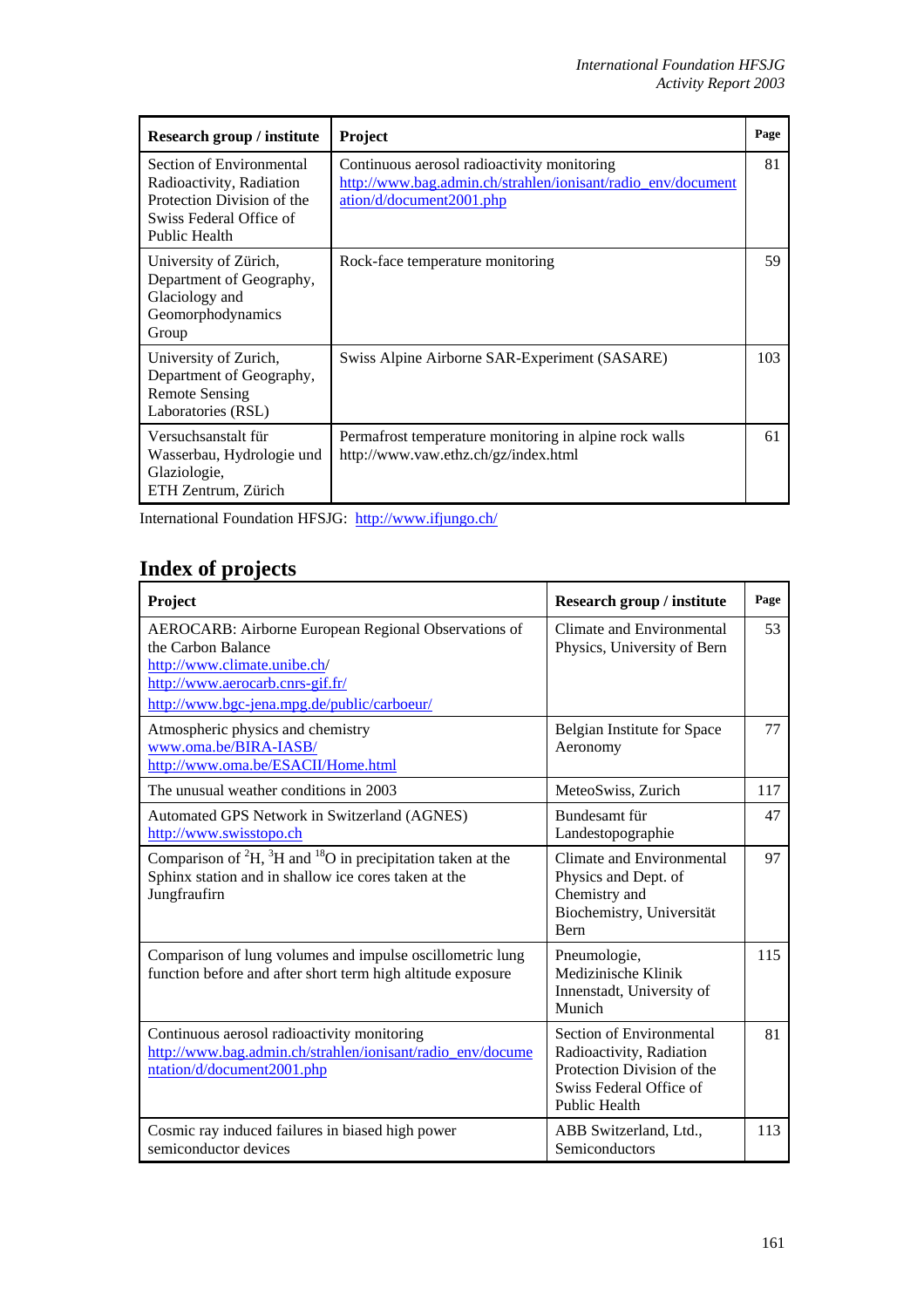| Research group / institute | Project | Page |
|---|---|---|
| Section of Environmental Radioactivity, Radiation Protection Division of the Swiss Federal Office of Public Health | Continuous aerosol radioactivity monitoring http://www.bag.admin.ch/strahlen/ionisant/radio_env/documentation/d/document2001.php | 81 |
| University of Zürich, Department of Geography, Glaciology and Geomorphodynamics Group | Rock-face temperature monitoring | 59 |
| University of Zurich, Department of Geography, Remote Sensing Laboratories (RSL) | Swiss Alpine Airborne SAR-Experiment (SASARE) | 103 |
| Versuchsanstalt für Wasserbau, Hydrologie und Glaziologie, ETH Zentrum, Zürich | Permafrost temperature monitoring in alpine rock walls http://www.vaw.ethz.ch/gz/index.html | 61 |

International Foundation HFSJG: http://www.ifjungo.ch/

## Index of projects

| Project | Research group / institute | Page |
|---|---|---|
| AEROCARB: Airborne European Regional Observations of the Carbon Balance http://www.climate.unibe.ch/ http://www.aerocarb.cnrs-gif.fr/ http://www.bgc-jena.mpg.de/public/carboeur/ | Climate and Environmental Physics, University of Bern | 53 |
| Atmospheric physics and chemistry www.oma.be/BIRA-IASB/ http://www.oma.be/ESACII/Home.html | Belgian Institute for Space Aeronomy | 77 |
| The unusual weather conditions in 2003 | MeteoSwiss, Zurich | 117 |
| Automated GPS Network in Switzerland (AGNES) http://www.swisstopo.ch | Bundesamt für Landestopographie | 47 |
| Comparison of $^{2}H$, $^{3}H$ and $^{18}O$ in precipitation taken at the Sphinx station and in shallow ice cores taken at the Jungfraufirn | Climate and Environmental Physics and Dept. of Chemistry and Biochemistry, Universität Bern | 97 |
| Comparison of lung volumes and impulse oscillometric lung function before and after short term high altitude exposure | Pneumologie, Medizinische Klinik Innenstadt, University of Munich | 115 |
| Continuous aerosol radioactivity monitoring http://www.bag.admin.ch/strahlen/ionisant/radio_env/documentation/d/document2001.php | Section of Environmental Radioactivity, Radiation Protection Division of the Swiss Federal Office of Public Health | 81 |
| Cosmic ray induced failures in biased high power semiconductor devices | ABB Switzerland, Ltd., Semiconductors | 113 |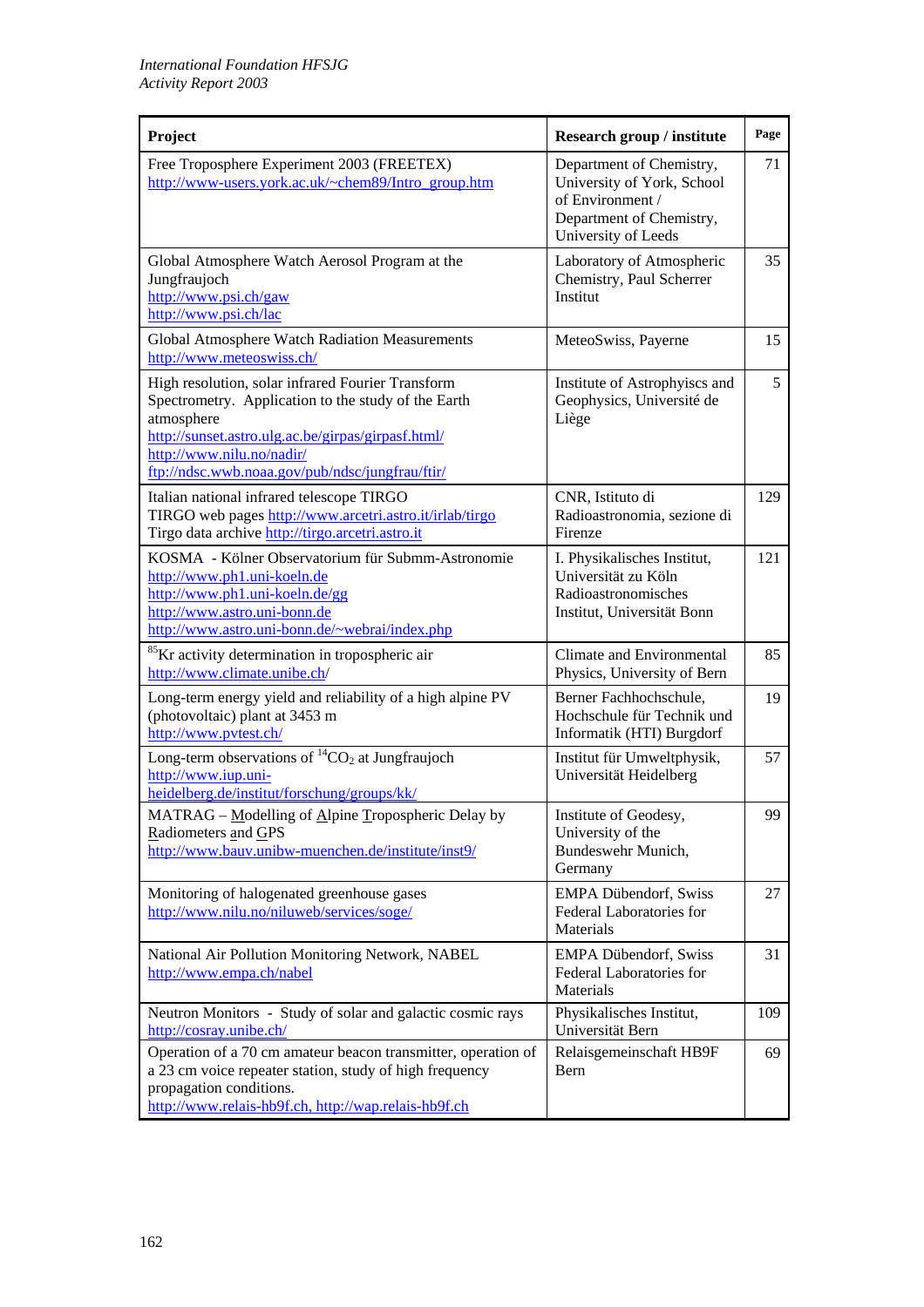| Project | Research group / institute | Page |
|---|---|---|
| Free Troposphere Experiment 2003 (FREETEX) http://www-users.york.ac.uk/~chem89/Intro_group.htm | Department of Chemistry, University of York, School of Environment / Department of Chemistry, University of Leeds | 71 |
| Global Atmosphere Watch Aerosol Program at the Jungfraujoch http://www.psi.ch/gaw http://www.psi.ch/lac | Laboratory of Atmospheric Chemistry, Paul Scherrer Institut | 35 |
| Global Atmosphere Watch Radiation Measurements http://www.meteoswiss.ch/ | MeteoSwiss, Payerne | 15 |
| High resolution, solar infrared Fourier Transform Spectrometry. Application to the study of the Earth atmosphere http://sunset.astro.ulg.ac.be/girpas/girpasf.html/ http://www.nilu.no/nadir/ ftp://ndsc.wwb.noaa.gov/pub/ndsc/jungfrau/ftir/ | Institute of Astrophyiscs and Geophysics, Université de Liège | 5 |
| Italian national infrared telescope TIRGO TIRGO web pages http://www.arcetri.astro.it/irlab/tirgo Tirgo data archive http://tirgo.arcetri.astro.it | CNR, Istituto di Radioastronomia, sezione di Firenze | 129 |
| KOSMA - Kölner Observatorium für Submm-Astronomie http://www.ph1.uni-koeln.de http://www.ph1.uni-koeln.de/gg http://www.astro.uni-bonn.de http://www.astro.uni-bonn.de/~webrai/index.php | I. Physikalisches Institut, Universität zu Köln Radioastronomisches Institut, Universität Bonn | 121 |
| $^{85}$Kr activity determination in tropospheric air http://www.climate.unibe.ch/ | Climate and Environmental Physics, University of Bern | 85 |
| Long-term energy yield and reliability of a high alpine PV (photovoltaic) plant at 3453 m http://www.pvtest.ch/ | Berner Fachhochschule, Hochschule für Technik und Informatik (HTI) Burgdorf | 19 |
| Long-term observations of $^{14}CO_2$ at Jungfraujoch http://www.iup.uni-heidelberg.de/institut/forschung/groups/kk/ | Institut für Umweltphysik, Universität Heidelberg | 57 |
| MATRAG – Modelling of Alpine Tropospheric Delay by Radiometers and GPS http://www.bauv.unibw-muenchen.de/institute/inst9/ | Institute of Geodesy, University of the Bundeswehr Munich, Germany | 99 |
| Monitoring of halogenated greenhouse gases http://www.nilu.no/niluweb/services/soge/ | EMPA Dübendorf, Swiss Federal Laboratories for Materials | 27 |
| National Air Pollution Monitoring Network, NABEL http://www.empa.ch/nabel | EMPA Dübendorf, Swiss Federal Laboratories for Materials | 31 |
| Neutron Monitors - Study of solar and galactic cosmic rays http://cosray.unibe.ch/ | Physikalisches Institut, Universität Bern | 109 |
| Operation of a 70 cm amateur beacon transmitter, operation of a 23 cm voice repeater station, study of high frequency propagation conditions. http://www.relais-hb9f.ch, http://wap.relais-hb9f.ch | Relaisgemeinschaft HB9F Bern | 69 |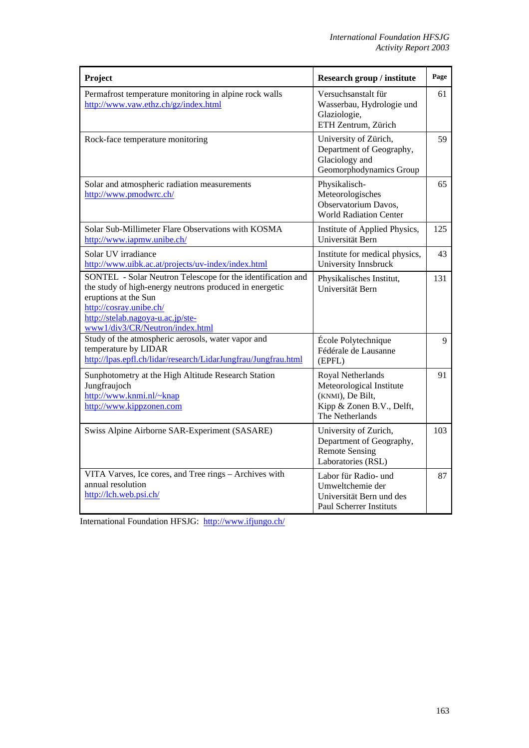| Project | Research group / institute | Page |
|---|---|---|
| Permafrost temperature monitoring in alpine rock walls<br>http://www.vaw.ethz.ch/gz/index.html | Versuchsanstalt für Wasserbau, Hydrologie und Glaziologie, ETH Zentrum, Zürich | 61 |
| Rock-face temperature monitoring | University of Zürich, Department of Geography, Glaciology and Geomorphodynamics Group | 59 |
| Solar and atmospheric radiation measurements<br>http://www.pmodwrc.ch/ | Physikalisch-Meteorologisches Observatorium Davos, World Radiation Center | 65 |
| Solar Sub-Millimeter Flare Observations with KOSMA<br>http://www.iapmw.unibe.ch/ | Institute of Applied Physics, Universität Bern | 125 |
| Solar UV irradiance<br>http://www.uibk.ac.at/projects/uv-index/index.html | Institute for medical physics, University Innsbruck | 43 |
| SONTEL - Solar Neutron Telescope for the identification and the study of high-energy neutrons produced in energetic eruptions at the Sun<br>http://cosray.unibe.ch/<br>http://stelab.nagoya-u.ac.jp/ste-www1/div3/CR/Neutron/index.html | Physikalisches Institut, Universität Bern | 131 |
| Study of the atmospheric aerosols, water vapor and temperature by LIDAR<br>http://lpas.epfl.ch/lidar/research/LidarJungfrau/Jungfrau.html | École Polytechnique Fédérale de Lausanne (EPFL) | 9 |
| Sunphotometry at the High Altitude Research Station Jungfraujoch<br>http://www.knmi.nl/~knap<br>http://www.kippzonen.com | Royal Netherlands Meteorological Institute (KNMI), De Bilt, Kipp & Zonen B.V., Delft, The Netherlands | 91 |
| Swiss Alpine Airborne SAR-Experiment (SASARE) | University of Zurich, Department of Geography, Remote Sensing Laboratories (RSL) | 103 |
| VITA Varves, Ice cores, and Tree rings – Archives with annual resolution<br>http://lch.web.psi.ch/ | Labor für Radio- und Umweltchemie der Universität Bern und des Paul Scherrer Instituts | 87 |

International Foundation HFSJG: http://www.ifjungo.ch/